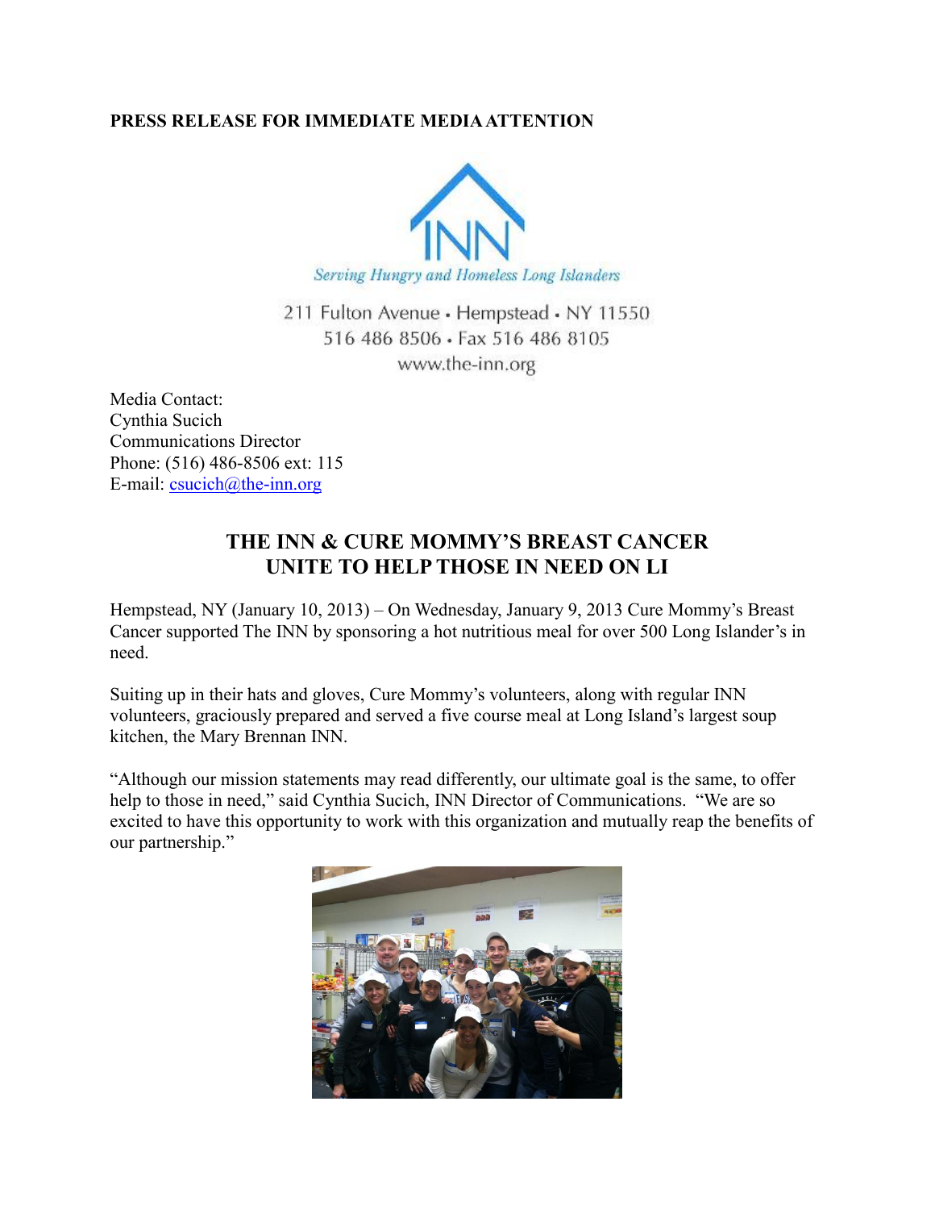**PRESS RELEASE FOR IMMEDIATE MEDIA ATTENTION**

INN

*Serving Hungry and Homeless Long Islanders*

211 Fulton Avenue • Hempstead • NY 11550
516 486 8506 • Fax 516 486 8105
www.the-inn.org

Media Contact:
Cynthia Sucich
Communications Director
Phone: (516) 486-8506 ext: 115
E-mail: csucich@the-inn.org

## THE INN & CURE MOMMY'S BREAST CANCER UNITE TO HELP THOSE IN NEED ON LI

Hempstead, NY (January 10, 2013) – On Wednesday, January 9, 2013 Cure Mommy's Breast Cancer supported The INN by sponsoring a hot nutritious meal for over 500 Long Islander's in need.

Suiting up in their hats and gloves, Cure Mommy's volunteers, along with regular INN volunteers, graciously prepared and served a five course meal at Long Island's largest soup kitchen, the Mary Brennan INN.

"Although our mission statements may read differently, our ultimate goal is the same, to offer help to those in need," said Cynthia Sucich, INN Director of Communications. "We are so excited to have this opportunity to work with this organization and mutually reap the benefits of our partnership."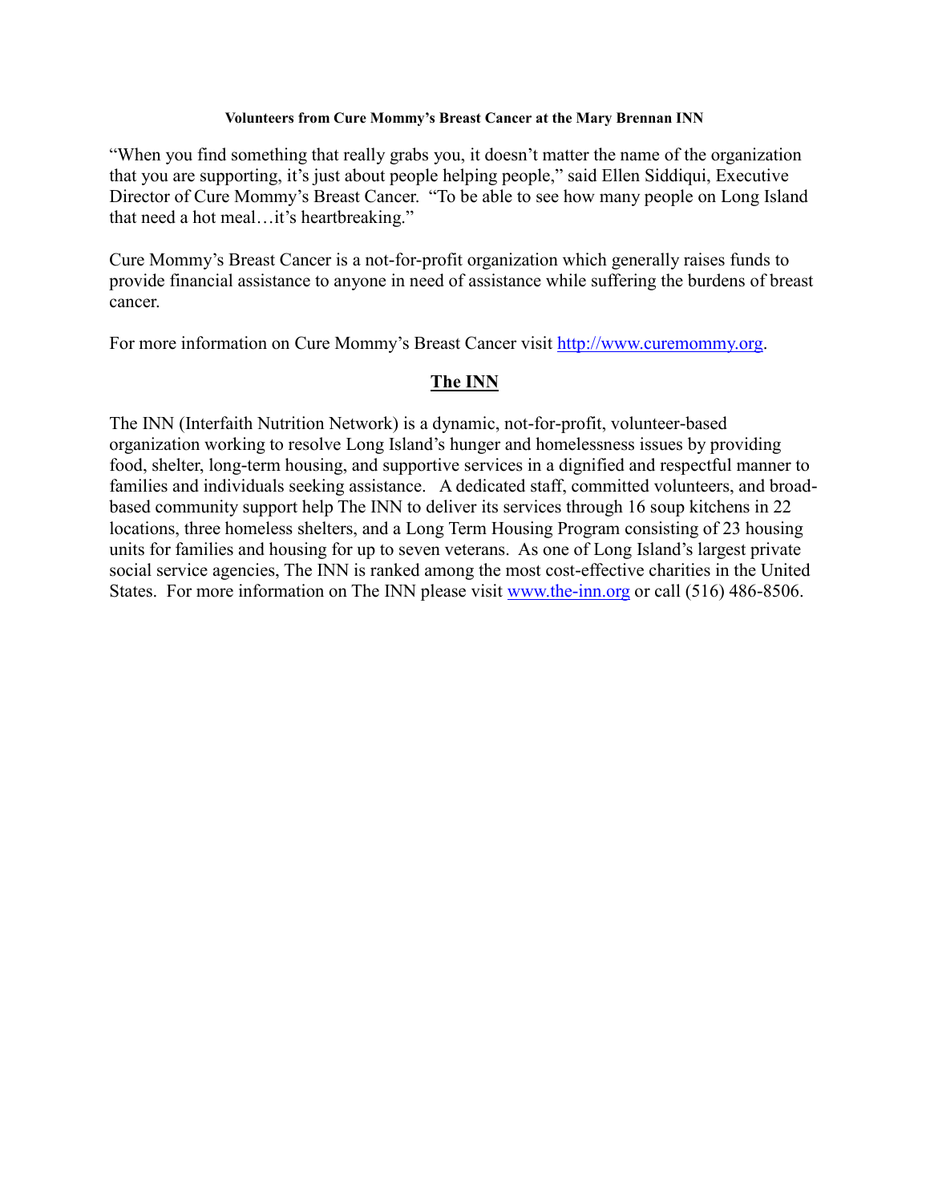**Volunteers from Cure Mommy's Breast Cancer at the Mary Brennan INN**

"When you find something that really grabs you, it doesn't matter the name of the organization that you are supporting, it's just about people helping people," said Ellen Siddiqui, Executive Director of Cure Mommy's Breast Cancer. "To be able to see how many people on Long Island that need a hot meal…it's heartbreaking."

Cure Mommy's Breast Cancer is a not-for-profit organization which generally raises funds to provide financial assistance to anyone in need of assistance while suffering the burdens of breast cancer.

For more information on Cure Mommy's Breast Cancer visit http://www.curemommy.org.

## The INN

The INN (Interfaith Nutrition Network) is a dynamic, not-for-profit, volunteer-based organization working to resolve Long Island's hunger and homelessness issues by providing food, shelter, long-term housing, and supportive services in a dignified and respectful manner to families and individuals seeking assistance. A dedicated staff, committed volunteers, and broad-based community support help The INN to deliver its services through 16 soup kitchens in 22 locations, three homeless shelters, and a Long Term Housing Program consisting of 23 housing units for families and housing for up to seven veterans. As one of Long Island's largest private social service agencies, The INN is ranked among the most cost-effective charities in the United States. For more information on The INN please visit www.the-inn.org or call (516) 486-8506.